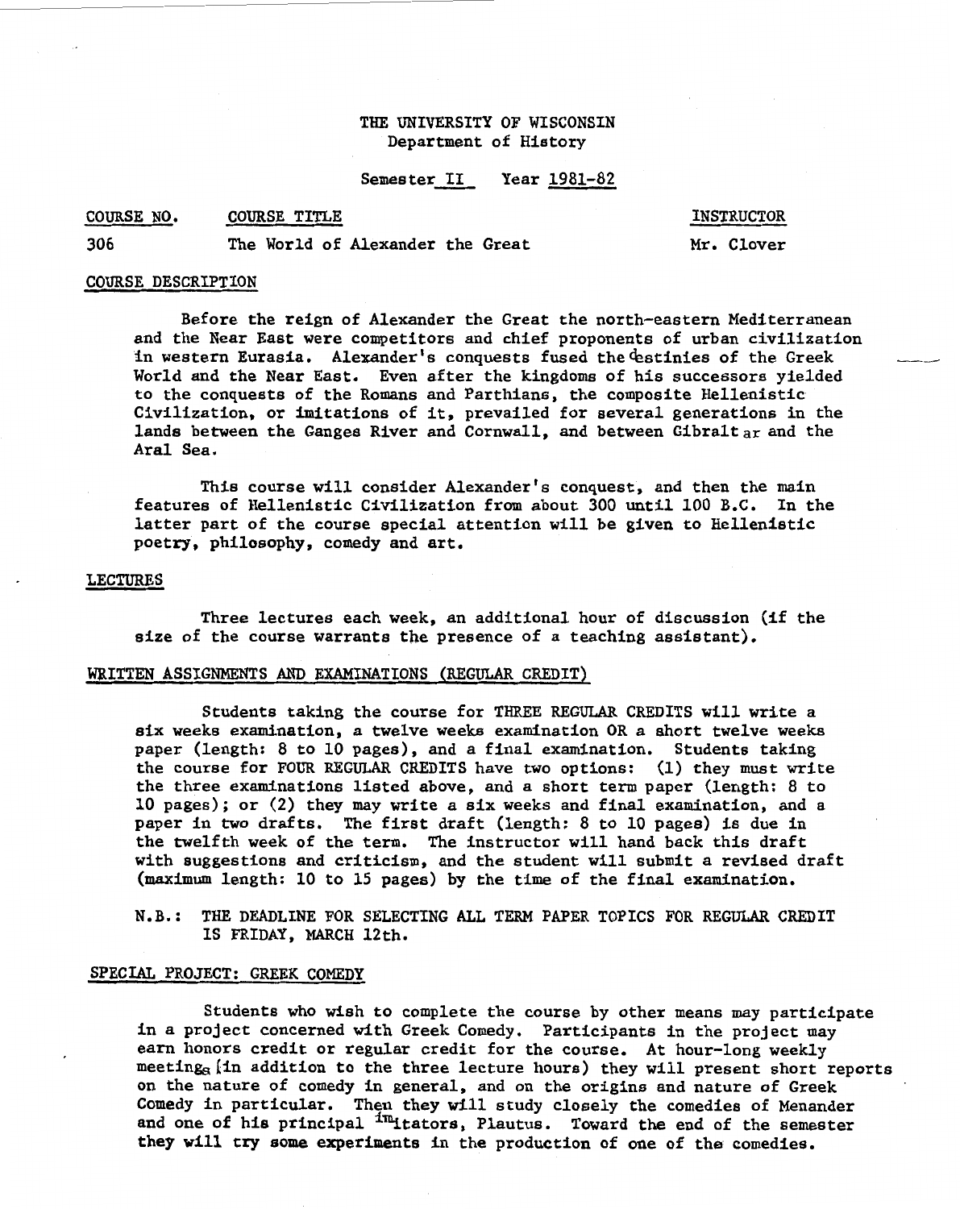THE UNIVERSITY OF WISCONSIN
Department of History

Semester II Year 1981-82

| COURSE NO. | COURSE TITLE | INSTRUCTOR |
|---|---|---|
| 306 | The World of Alexander the Great | Mr. Clover |

## COURSE DESCRIPTION

Before the reign of Alexander the Great the north-eastern Mediterranean and the Near East were competitors and chief proponents of urban civilization in western Eurasia. Alexander's conquests fused the destinies of the Greek World and the Near East. Even after the kingdoms of his successors yielded to the conquests of the Romans and Parthians, the composite Hellenistic Civilization, or imitations of it, prevailed for several generations in the lands between the Ganges River and Cornwall, and between Gibraltar and the Aral Sea.

This course will consider Alexander's conquest, and then the main features of Hellenistic Civilization from about 300 until 100 B.C. In the latter part of the course special attention will be given to Hellenistic poetry, philosophy, comedy and art.

## LECTURES

Three lectures each week, an additional hour of discussion (if the size of the course warrants the presence of a teaching assistant).

## WRITTEN ASSIGNMENTS AND EXAMINATIONS (REGULAR CREDIT)

Students taking the course for THREE REGULAR CREDITS will write a six weeks examination, a twelve weeks examination OR a short twelve weeks paper (length: 8 to 10 pages), and a final examination. Students taking the course for FOUR REGULAR CREDITS have two options: (1) they must write the three examinations listed above, and a short term paper (length: 8 to 10 pages); or (2) they may write a six weeks and final examination, and a paper in two drafts. The first draft (length: 8 to 10 pages) is due in the twelfth week of the term. The instructor will hand back this draft with suggestions and criticism, and the student will submit a revised draft (maximum length: 10 to 15 pages) by the time of the final examination.

N.B.: THE DEADLINE FOR SELECTING ALL TERM PAPER TOPICS FOR REGULAR CREDIT IS FRIDAY, MARCH 12th.

## SPECIAL PROJECT: GREEK COMEDY

Students who wish to complete the course by other means may participate in a project concerned with Greek Comedy. Participants in the project may earn honors credit or regular credit for the course. At hour-long weekly meetings (in addition to the three lecture hours) they will present short reports on the nature of comedy in general, and on the origins and nature of Greek Comedy in particular. Then they will study closely the comedies of Menander and one of his principal imitators, Plautus. Toward the end of the semester they will try some experiments in the production of one of the comedies.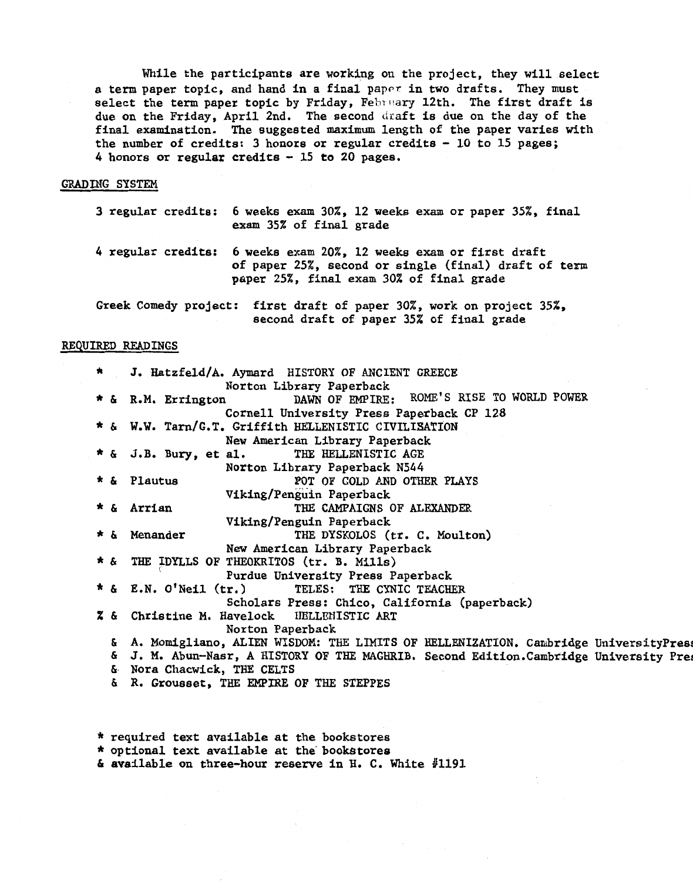While the participants are working on the project, they will select a term paper topic, and hand in a final paper in two drafts. They must select the term paper topic by Friday, February 12th. The first draft is due on the Friday, April 2nd. The second draft is due on the day of the final examination. The suggested maximum length of the paper varies with the number of credits: 3 honors or regular credits - 10 to 15 pages; 4 honors or regular credits - 15 to 20 pages.

## GRADING SYSTEM

3 regular credits: 6 weeks exam 30%, 12 weeks exam or paper 35%, final exam 35% of final grade

4 regular credits: 6 weeks exam 20%, 12 weeks exam or first draft of paper 25%, second or single (final) draft of term paper 25%, final exam 30% of final grade

Greek Comedy project: first draft of paper 30%, work on project 35%, second draft of paper 35% of final grade

## REQUIRED READINGS

- \* J. Hatzfeld/A. Aymard HISTORY OF ANCIENT GREECE
  Norton Library Paperback
- \* & R.M. Errington DAWN OF EMPIRE: ROME'S RISE TO WORLD POWER
  Cornell University Press Paperback CP 128
- \* & W.W. Tarn/G.T. Griffith HELLENISTIC CIVILISATION
  New American Library Paperback
- \* & J.B. Bury, et al. THE HELLENISTIC AGE
  Norton Library Paperback N544
- \* & Plautus POT OF GOLD AND OTHER PLAYS
  Viking/Penguin Paperback
- \* & Arrian THE CAMPAIGNS OF ALEXANDER
  Viking/Penguin Paperback
- \* & Menander THE DYSKOLOS (tr. C. Moulton)
  New American Library Paperback
- \* & THE IDYLLS OF THEOKRITOS (tr. B. Mills)
  Purdue University Press Paperback
- \* & E.N. O'Neil (tr.) TELES: THE CYNIC TEACHER
  Scholars Press: Chico, California (paperback)
- % & Christine M. Havelock HELLENISTIC ART
  Norton Paperback
- & A. Momigliano, ALIEN WISDOM: THE LIMITS OF HELLENIZATION. Cambridge University Press
- & J. M. Abun-Nasr, A HISTORY OF THE MAGHRIB. Second Edition. Cambridge University Press
- & Nora Chacwick, THE CELTS
- & R. Grousset, THE EMPIRE OF THE STEPPES

\* required text available at the bookstores
\* optional text available at the bookstores
& available on three-hour reserve in H. C. White #1191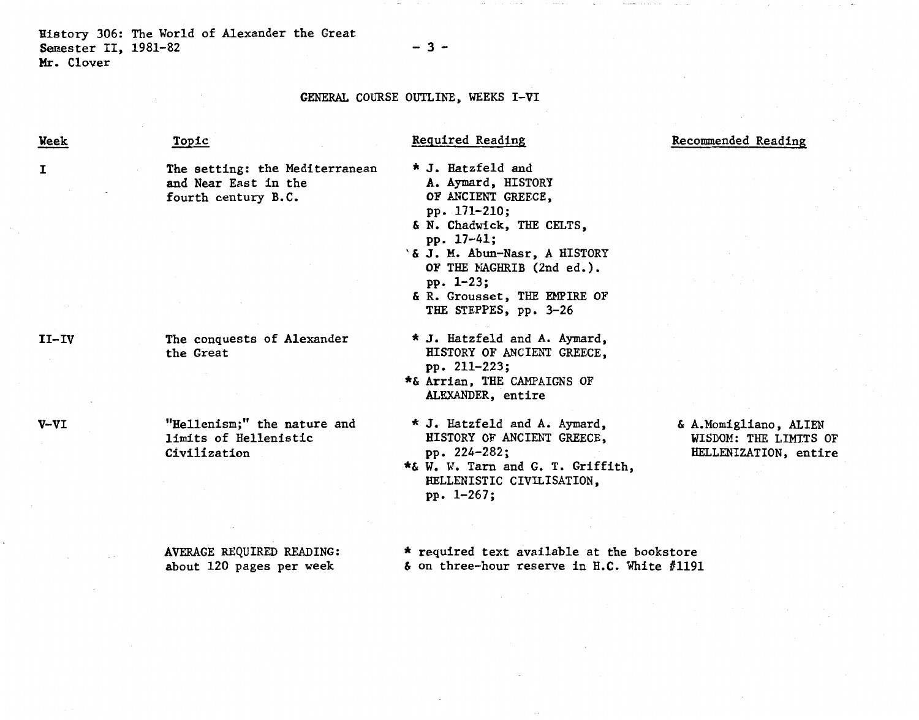History 306: The World of Alexander the Great
Semester II, 1981-82
Mr. Clover

## GENERAL COURSE OUTLINE, WEEKS I-VI

| Week | Topic | Required Reading | Recommended Reading |
|---|---|---|---|
| I | The setting: the Mediterranean and Near East in the fourth century B.C. | * J. Hatzfeld and A. Aymard, HISTORY OF ANCIENT GREECE, pp. 171-210;<br>& N. Chadwick, THE CELTS, pp. 17-41;<br>& J. M. Abun-Nasr, A HISTORY OF THE MAGHRIB (2nd ed.). pp. 1-23;<br>& R. Grousset, THE EMPIRE OF THE STEPPES, pp. 3-26 | |
| II-IV | The conquests of Alexander the Great | * J. Hatzfeld and A. Aymard, HISTORY OF ANCIENT GREECE, pp. 211-223;<br>*& Arrian, THE CAMPAIGNS OF ALEXANDER, entire | |
| V-VI | "Hellenism;" the nature and limits of Hellenistic Civilization | * J. Hatzfeld and A. Aymard, HISTORY OF ANCIENT GREECE, pp. 224-282;<br>*& W. W. Tarn and G. T. Griffith, HELLENISTIC CIVILISATION, pp. 1-267; | & A.Momigliano, ALIEN WISDOM: THE LIMITS OF HELLENIZATION, entire |

AVERAGE REQUIRED READING: about 120 pages per week

* required text available at the bookstore
& on three-hour reserve in H.C. White #1191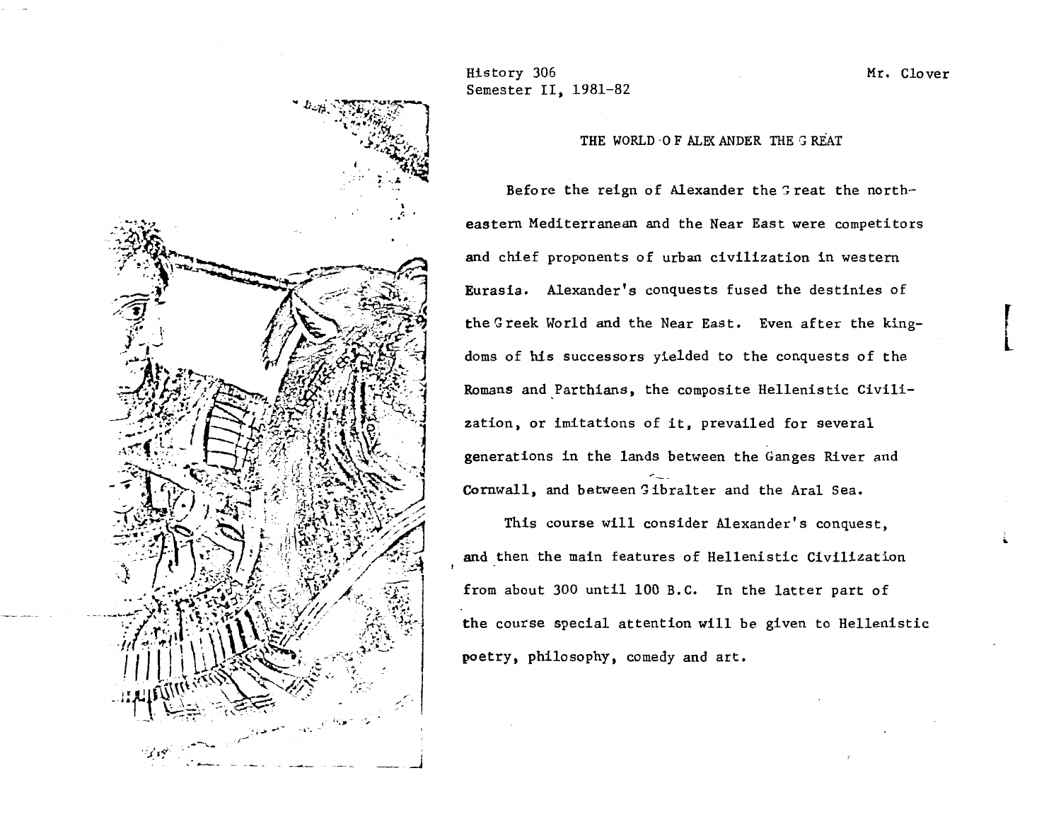History 306
Semester II, 1981-82

Mr. Clover

## THE WORLD OF ALEXANDER THE GREAT

Before the reign of Alexander the Great the north-eastern Mediterranean and the Near East were competitors and chief proponents of urban civilization in western Eurasia. Alexander's conquests fused the destinies of the Greek World and the Near East. Even after the kingdoms of his successors yielded to the conquests of the Romans and Parthians, the composite Hellenistic Civilization, or imitations of it, prevailed for several generations in the lands between the Ganges River and Cornwall, and between Gibralter and the Aral Sea.

This course will consider Alexander's conquest, and then the main features of Hellenistic Civilization from about 300 until 100 B.C. In the latter part of the course special attention will be given to Hellenistic poetry, philosophy, comedy and art.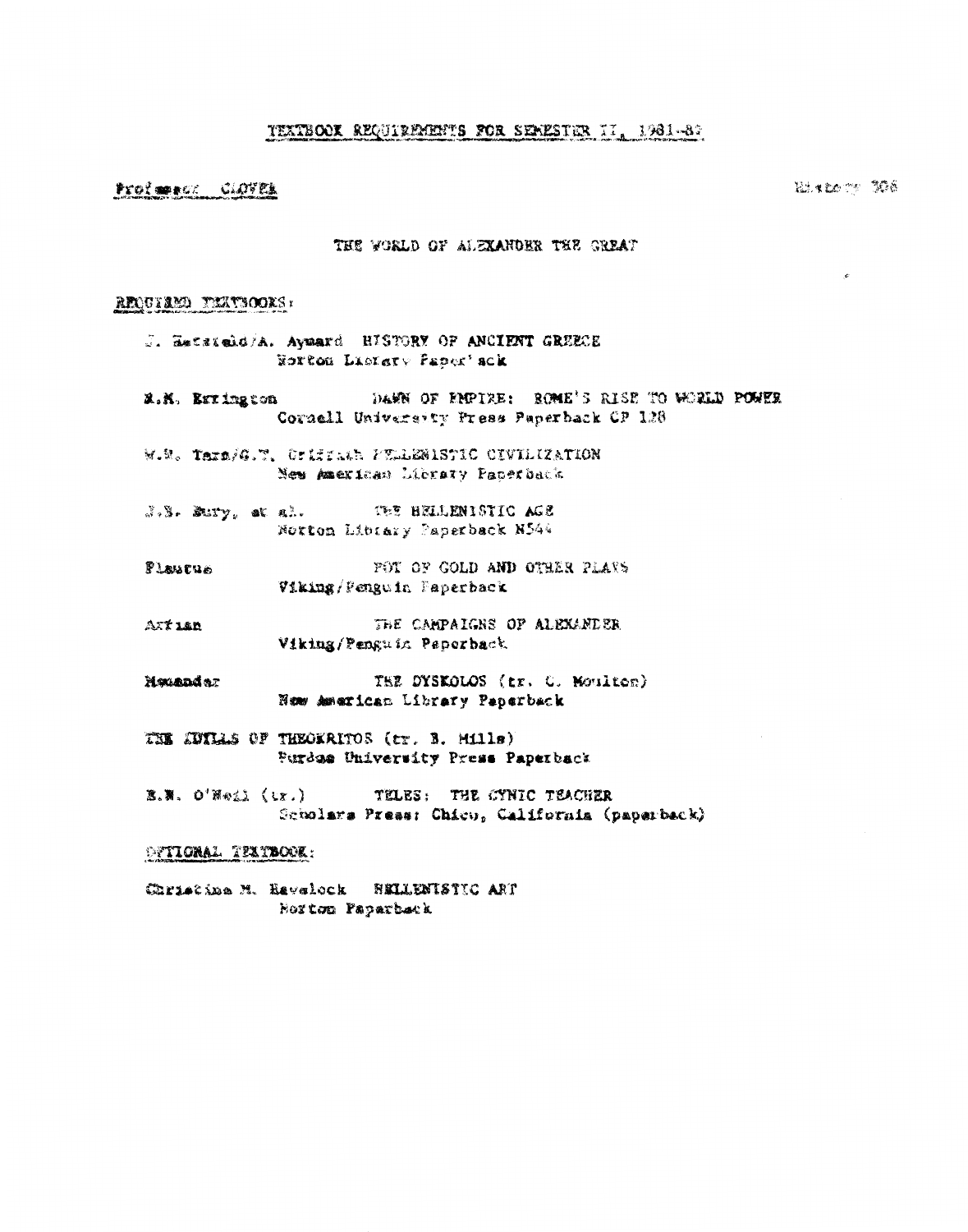# TEXTBOOK REQUIREMENTS FOR SEMESTER II, 1981-82

Professor CLOVER  History 306

## THE WORLD OF ALEXANDER THE GREAT

REQUIRED TEXTBOOKS:

J. Hatzfeld/A. Aymard HISTORY OF ANCIENT GREECE
Norton Library Paperback

R.M. Errington DAWN OF EMPIRE: ROME'S RISE TO WORLD POWER
Cornell University Press Paperback CP 128

W.W. Tarn/G.T. Griffith HELLENISTIC CIVILIZATION
New American Library Paperback

J.B. Bury, et al. THE HELLENISTIC AGE
Norton Library Paperback N544

Plautus POT OF GOLD AND OTHER PLAYS
Viking/Penguin Paperback

Arrian THE CAMPAIGNS OF ALEXANDER
Viking/Penguin Paperback

Menander THE DYSKOLOS (tr. C. Moulton)
New American Library Paperback

THE IDYLLS OF THEOKRITOS (tr. B. Mills)
Purdue University Press Paperback

E.N. O'Neil (tr.) TELES: THE CYNIC TEACHER
Scholars Press: Chico, California (paperback)

OPTIONAL TEXTBOOK:

Christine M. Havelock HELLENISTIC ART
Norton Paperback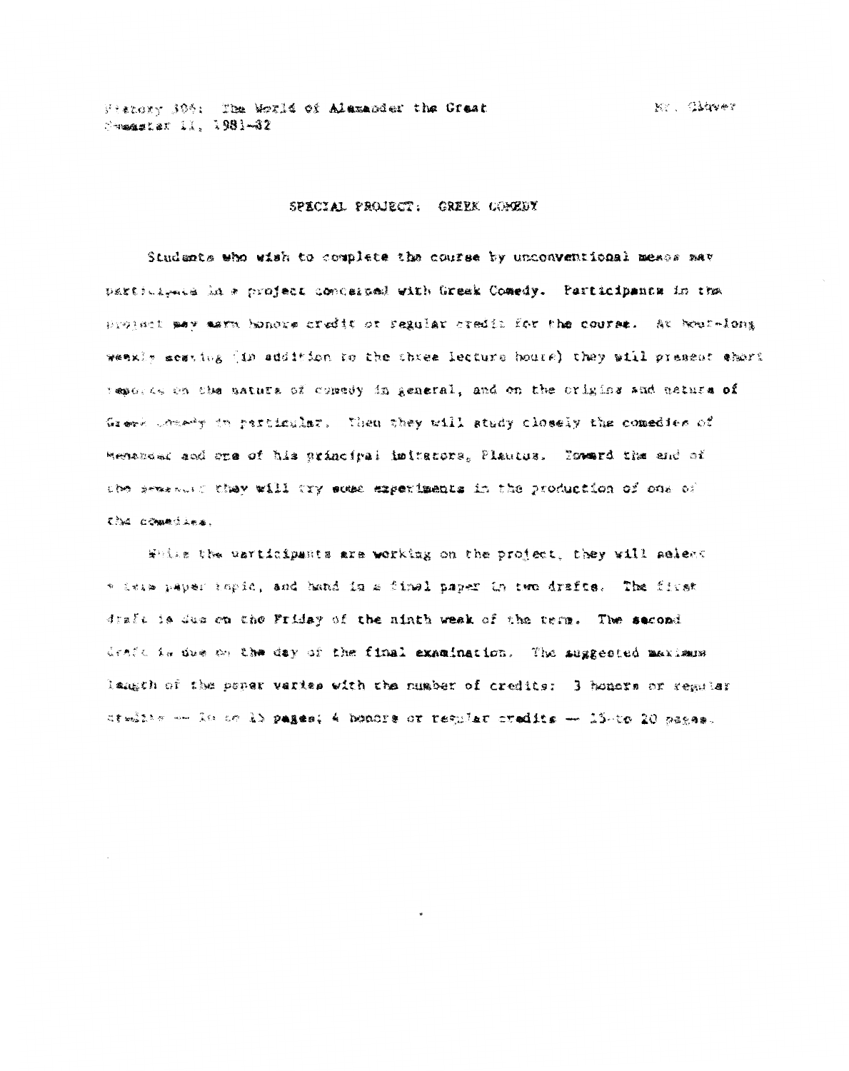History 306: The World of Alexander the Great
Semester II, 1981–82

Mr. Glover

SPECIAL PROJECT: GREEK COMEDY

Students who wish to complete the course by unconventional means may participate in a project concerned with Greek Comedy. Participants in the project may earn honors credit or regular credit for the course. At hour-long weekly meeting (in addition to the three lecture hours) they will present short reports on the nature of comedy in general, and on the origins and nature of Greek Comedy in particular. Then they will study closely the comedies of Menander and one of his principal imitators, Plautus. Toward the end of the semester they will try some experiments in the production of one of the comedies.

While the participants are working on the project, they will select a term paper topic, and hand in a final paper in two drafts. The first draft is due on the Friday of the ninth week of the term. The second draft is due on the day of the final examination. The suggested maximum length of the paper varies with the number of credits: 3 honors or regular credits — 10 to 15 pages; 4 honors or regular credits — 15 to 20 pages.